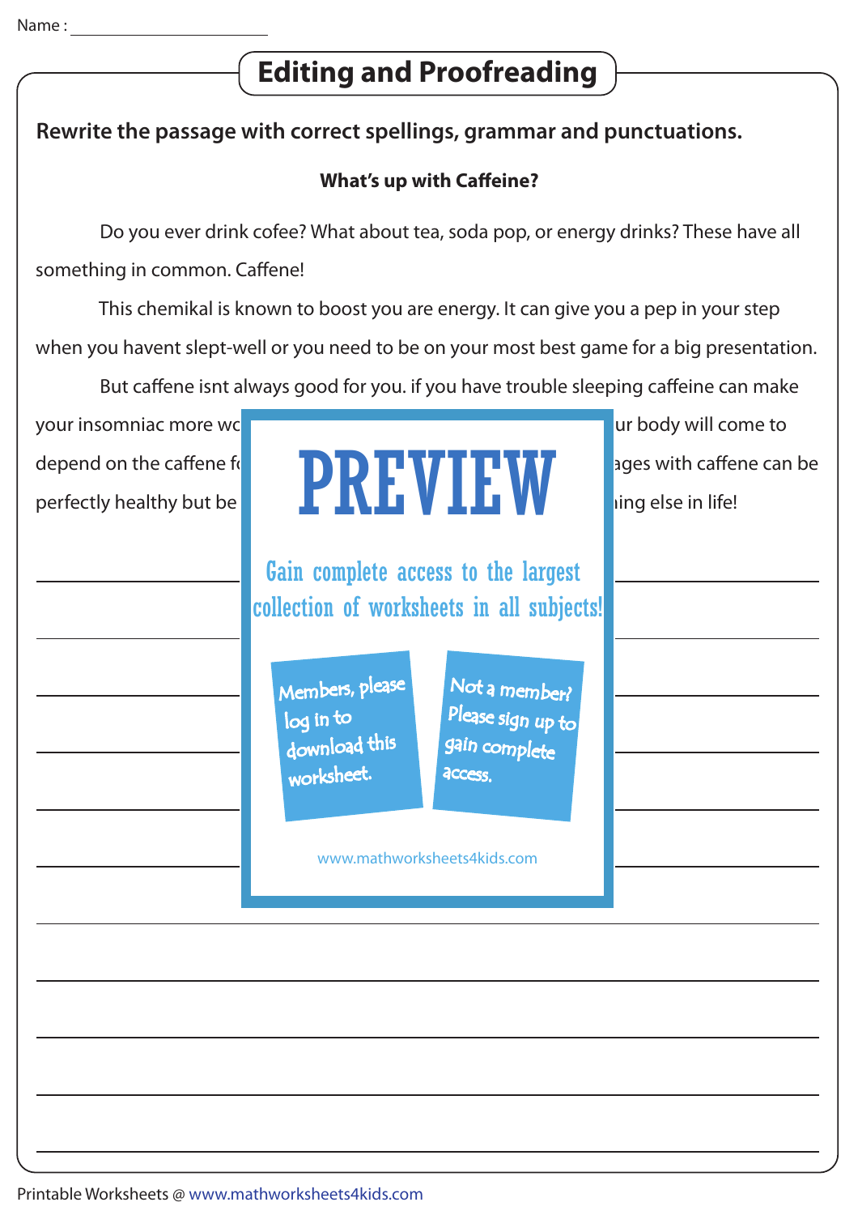Name : ____________________

# Editing and Proofreading

**Rewrite the passage with correct spellings, grammar and punctuations.**

**What's up with Caffeine?**

Do you ever drink cofee? What about tea, soda pop, or energy drinks? These have all something in common. Caffene!

This chemikal is known to boost you are energy. It can give you a pep in your step when you havent slept-well or you need to be on your most best game for a big presentation.

But caffene isnt always good for you. if you have trouble sleeping caffeine can make your insomniac more wo ur body will come to depend on the caffene fo ages with caffene can be perfectly healthy but be ing else in life!

PREVIEW

Gain complete access to the largest collection of worksheets in all subjects!

Members, please log in to download this worksheet.

Not a member? Please sign up to gain complete access.

www.mathworksheets4kids.com

______________________________________________________________________

______________________________________________________________________

______________________________________________________________________

______________________________________________________________________

______________________________________________________________________

______________________________________________________________________

______________________________________________________________________

______________________________________________________________________

______________________________________________________________________

______________________________________________________________________

______________________________________________________________________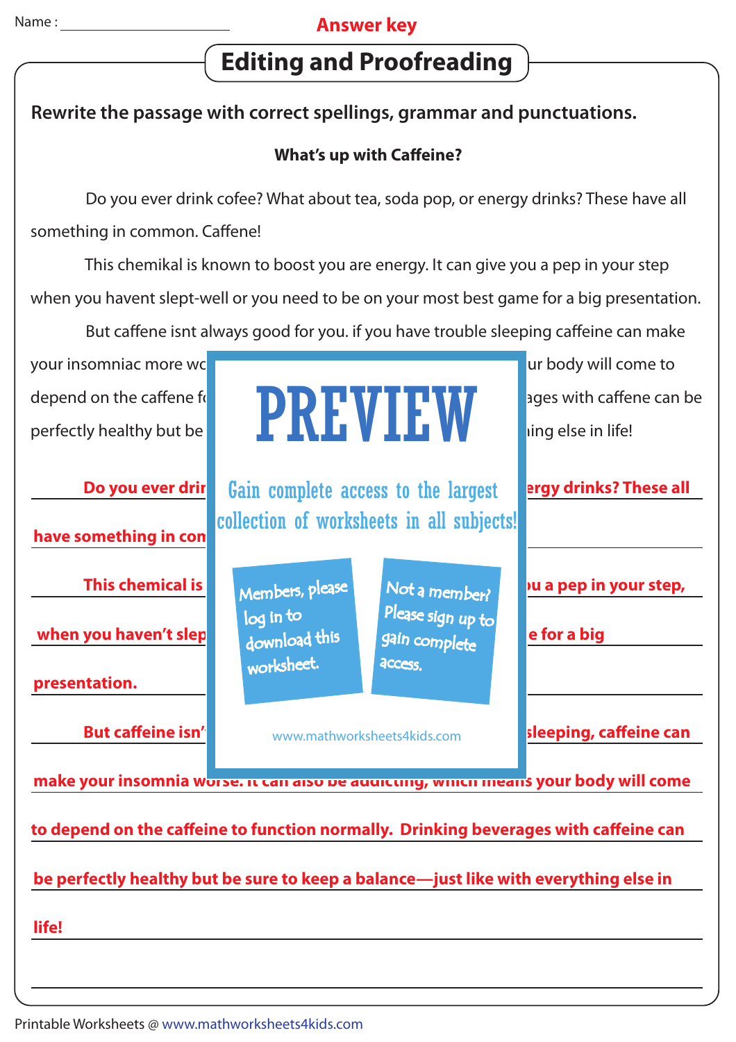Name : ______________________

**Answer key**

# Editing and Proofreading

**Rewrite the passage with correct spellings, grammar and punctuations.**

**What's up with Caffeine?**

Do you ever drink cofee? What about tea, soda pop, or energy drinks? These have all something in common. Caffene!

This chemikal is known to boost you are energy. It can give you a pep in your step when you havent slept-well or you need to be on your most best game for a big presentation.

But caffene isnt always good for you. if you have trouble sleeping caffeine can make your insomniac more wo ur body will come to depend on the caffene fo ages with caffene can be perfectly healthy but be ing else in life!

PREVIEW

Gain complete access to the largest collection of worksheets in all subjects!

Members, please log in to download this worksheet.

Not a member? Please sign up to gain complete access.

www.mathworksheets4kids.com

**Do you ever dri ergy drinks? These all have something in con**

**This chemical is u a pep in your step, when you haven't slep e for a big presentation.**

**But caffeine isn' sleeping, caffeine can make your insomnia worse. It can also be addicting, which means your body will come to depend on the caffeine to function normally. Drinking beverages with caffeine can be perfectly healthy but be sure to keep a balance—just like with everything else in life!**